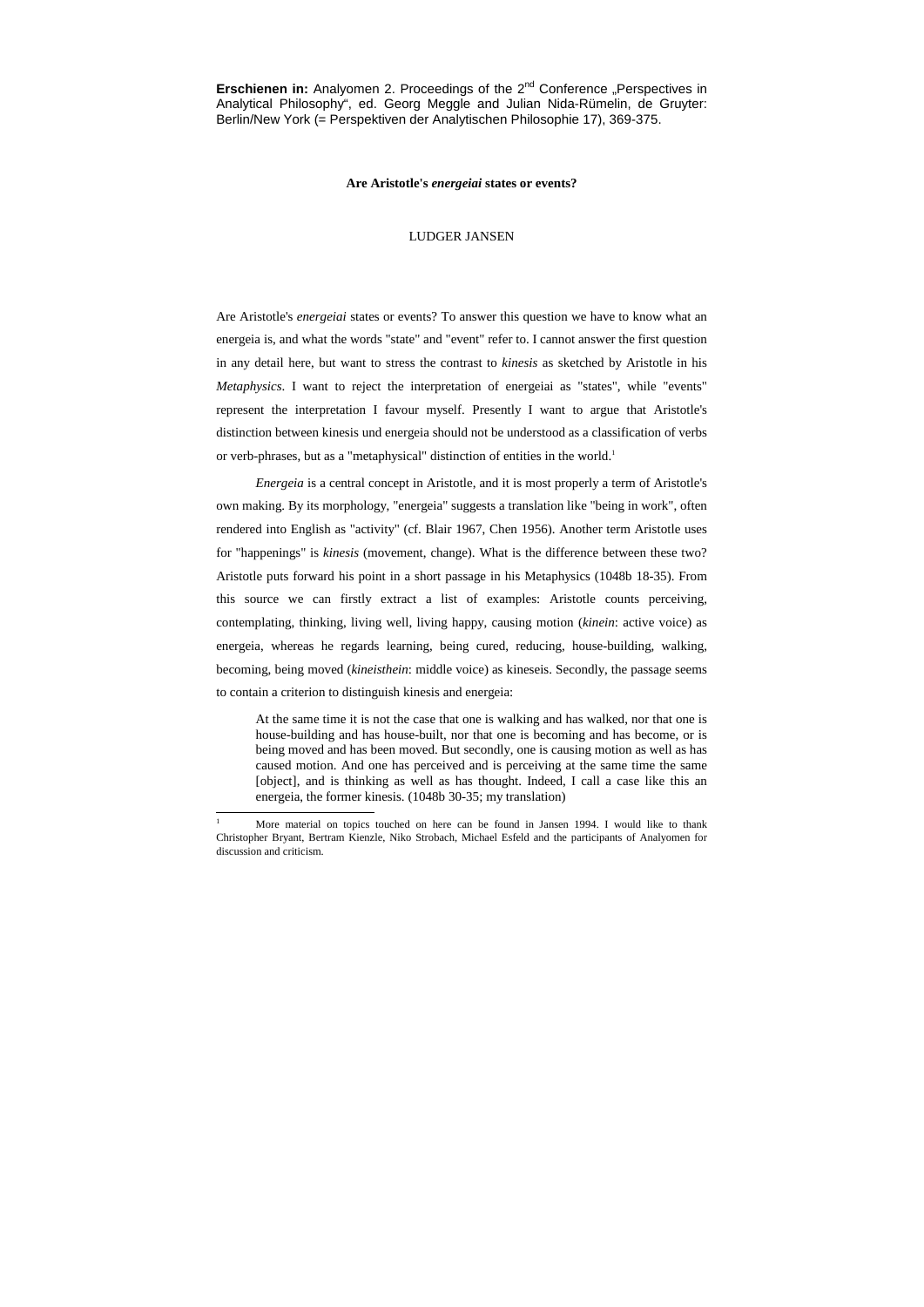**Erschienen in:** Analyomen 2. Proceedings of the 2nd Conference „Perspectives in Analytical Philosophy", ed. Georg Meggle and Julian Nida-Rümelin, de Gruyter: Berlin/New York (= Perspektiven der Analytischen Philosophie 17), 369-375.

# Are Aristotle's *energeiai* states or events?

LUDGER JANSEN

Are Aristotle's *energeiai* states or events? To answer this question we have to know what an energeia is, and what the words "state" and "event" refer to. I cannot answer the first question in any detail here, but want to stress the contrast to *kinesis* as sketched by Aristotle in his *Metaphysics*. I want to reject the interpretation of energeiai as "states", while "events" represent the interpretation I favour myself. Presently I want to argue that Aristotle's distinction between kinesis und energeia should not be understood as a classification of verbs or verb-phrases, but as a "metaphysical" distinction of entities in the world.[1]

*Energeia* is a central concept in Aristotle, and it is most properly a term of Aristotle's own making. By its morphology, "energeia" suggests a translation like "being in work", often rendered into English as "activity" (cf. Blair 1967, Chen 1956). Another term Aristotle uses for "happenings" is *kinesis* (movement, change). What is the difference between these two? Aristotle puts forward his point in a short passage in his Metaphysics (1048b 18-35). From this source we can firstly extract a list of examples: Aristotle counts perceiving, contemplating, thinking, living well, living happy, causing motion (*kinein*: active voice) as energeia, whereas he regards learning, being cured, reducing, house-building, walking, becoming, being moved (*kineisthein*: middle voice) as kineseis. Secondly, the passage seems to contain a criterion to distinguish kinesis and energeia:

> At the same time it is not the case that one is walking and has walked, nor that one is house-building and has house-built, nor that one is becoming and has become, or is being moved and has been moved. But secondly, one is causing motion as well as has caused motion. And one has perceived and is perceiving at the same time the same [object], and is thinking as well as has thought. Indeed, I call a case like this an energeia, the former kinesis. (1048b 30-35; my translation)

---

[1] More material on topics touched on here can be found in Jansen 1994. I would like to thank Christopher Bryant, Bertram Kienzle, Niko Strobach, Michael Esfeld and the participants of Analyomen for discussion and criticism.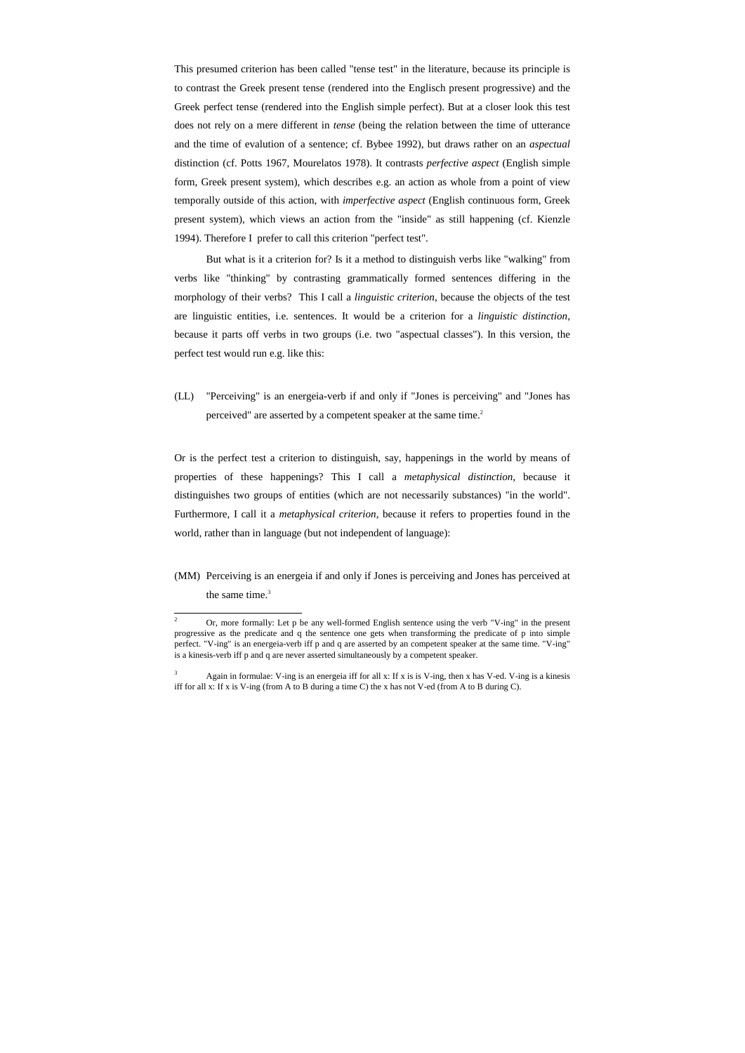This presumed criterion has been called "tense test" in the literature, because its principle is to contrast the Greek present tense (rendered into the Englisch present progressive) and the Greek perfect tense (rendered into the English simple perfect). But at a closer look this test does not rely on a mere different in *tense* (being the relation between the time of utterance and the time of evalution of a sentence; cf. Bybee 1992), but draws rather on an *aspectual* distinction (cf. Potts 1967, Mourelatos 1978). It contrasts *perfective aspect* (English simple form, Greek present system), which describes e.g. an action as whole from a point of view temporally outside of this action, with *imperfective aspect* (English continuous form, Greek present system), which views an action from the "inside" as still happening (cf. Kienzle 1994). Therefore I prefer to call this criterion "perfect test".

But what is it a criterion for? Is it a method to distinguish verbs like "walking" from verbs like "thinking" by contrasting grammatically formed sentences differing in the morphology of their verbs? This I call a *linguistic criterion*, because the objects of the test are linguistic entities, i.e. sentences. It would be a criterion for a *linguistic distinction*, because it parts off verbs in two groups (i.e. two "aspectual classes"). In this version, the perfect test would run e.g. like this:

(LL) "Perceiving" is an energeia-verb if and only if "Jones is perceiving" and "Jones has perceived" are asserted by a competent speaker at the same time.[2]

Or is the perfect test a criterion to distinguish, say, happenings in the world by means of properties of these happenings? This I call a *metaphysical distinction*, because it distinguishes two groups of entities (which are not necessarily substances) "in the world". Furthermore, I call it a *metaphysical criterion*, because it refers to properties found in the world, rather than in language (but not independent of language):

(MM) Perceiving is an energeia if and only if Jones is perceiving and Jones has perceived at the same time.[3]

---

[2] Or, more formally: Let p be any well-formed English sentence using the verb "V-ing" in the present progressive as the predicate and q the sentence one gets when transforming the predicate of p into simple perfect. "V-ing" is an energeia-verb iff p and q are asserted by an competent speaker at the same time. "V-ing" is a kinesis-verb iff p and q are never asserted simultaneously by a competent speaker.

[3] Again in formulae: V-ing is an energeia iff for all x: If x is is V-ing, then x has V-ed. V-ing is a kinesis iff for all x: If x is V-ing (from A to B during a time C) the x has not V-ed (from A to B during C).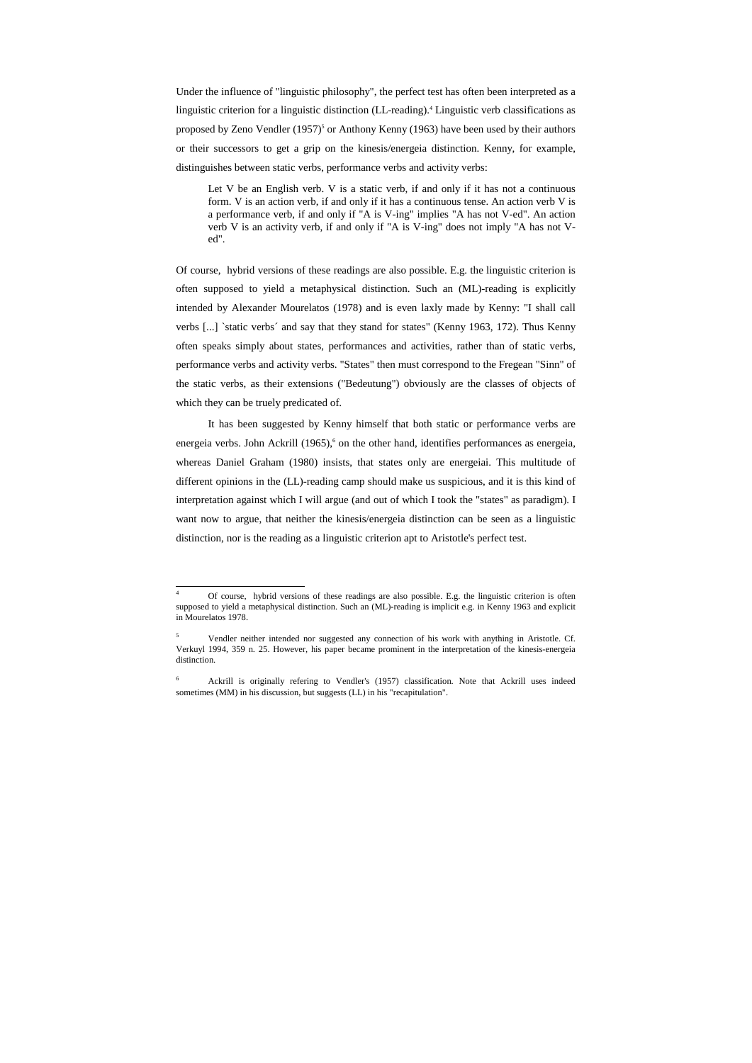Under the influence of "linguistic philosophy", the perfect test has often been interpreted as a linguistic criterion for a linguistic distinction (LL-reading).[4] Linguistic verb classifications as proposed by Zeno Vendler (1957)[5] or Anthony Kenny (1963) have been used by their authors or their successors to get a grip on the kinesis/energeia distinction. Kenny, for example, distinguishes between static verbs, performance verbs and activity verbs:

> Let V be an English verb. V is a static verb, if and only if it has not a continuous form. V is an action verb, if and only if it has a continuous tense. An action verb V is a performance verb, if and only if "A is V-ing" implies "A has not V-ed". An action verb V is an activity verb, if and only if "A is V-ing" does not imply "A has not V-ed".

Of course, hybrid versions of these readings are also possible. E.g. the linguistic criterion is often supposed to yield a metaphysical distinction. Such an (ML)-reading is explicitly intended by Alexander Mourelatos (1978) and is even laxly made by Kenny: "I shall call verbs [...] `static verbs´ and say that they stand for states" (Kenny 1963, 172). Thus Kenny often speaks simply about states, performances and activities, rather than of static verbs, performance verbs and activity verbs. "States" then must correspond to the Fregean "Sinn" of the static verbs, as their extensions ("Bedeutung") obviously are the classes of objects of which they can be truely predicated of.

It has been suggested by Kenny himself that both static or performance verbs are energeia verbs. John Ackrill (1965),[6] on the other hand, identifies performances as energeia, whereas Daniel Graham (1980) insists, that states only are energeiai. This multitude of different opinions in the (LL)-reading camp should make us suspicious, and it is this kind of interpretation against which I will argue (and out of which I took the "states" as paradigm). I want now to argue, that neither the kinesis/energeia distinction can be seen as a linguistic distinction, nor is the reading as a linguistic criterion apt to Aristotle's perfect test.

---

[4] Of course, hybrid versions of these readings are also possible. E.g. the linguistic criterion is often supposed to yield a metaphysical distinction. Such an (ML)-reading is implicit e.g. in Kenny 1963 and explicit in Mourelatos 1978.

[5] Vendler neither intended nor suggested any connection of his work with anything in Aristotle. Cf. Verkuyl 1994, 359 n. 25. However, his paper became prominent in the interpretation of the kinesis-energeia distinction.

[6] Ackrill is originally refering to Vendler's (1957) classification. Note that Ackrill uses indeed sometimes (MM) in his discussion, but suggests (LL) in his "recapitulation".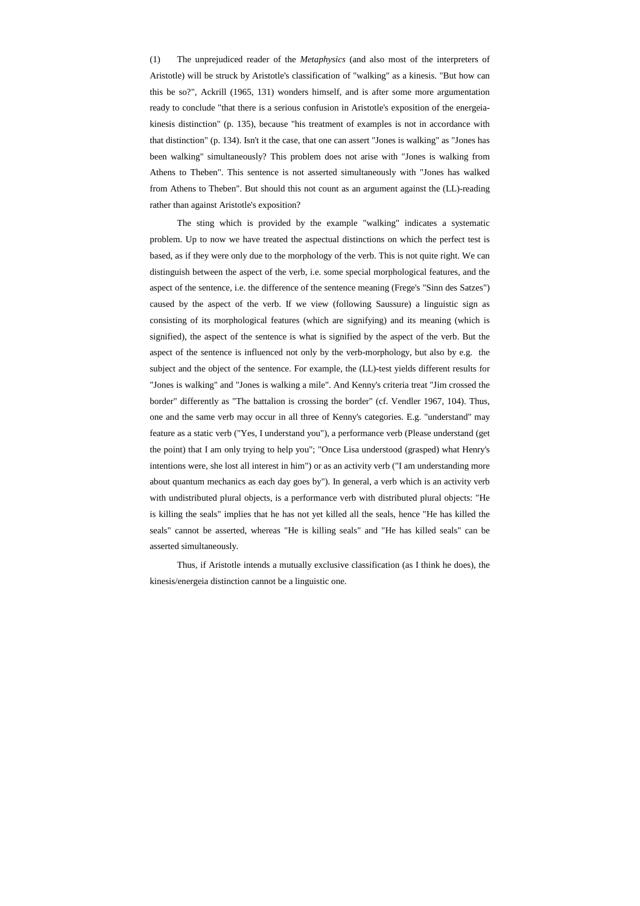(1) The unprejudiced reader of the *Metaphysics* (and also most of the interpreters of Aristotle) will be struck by Aristotle's classification of "walking" as a kinesis. "But how can this be so?", Ackrill (1965, 131) wonders himself, and is after some more argumentation ready to conclude "that there is a serious confusion in Aristotle's exposition of the energeia-kinesis distinction" (p. 135), because "his treatment of examples is not in accordance with that distinction" (p. 134). Isn't it the case, that one can assert "Jones is walking" as "Jones has been walking" simultaneously? This problem does not arise with "Jones is walking from Athens to Theben". This sentence is not asserted simultaneously with "Jones has walked from Athens to Theben". But should this not count as an argument against the (LL)-reading rather than against Aristotle's exposition?

The sting which is provided by the example "walking" indicates a systematic problem. Up to now we have treated the aspectual distinctions on which the perfect test is based, as if they were only due to the morphology of the verb. This is not quite right. We can distinguish between the aspect of the verb, i.e. some special morphological features, and the aspect of the sentence, i.e. the difference of the sentence meaning (Frege's "Sinn des Satzes") caused by the aspect of the verb. If we view (following Saussure) a linguistic sign as consisting of its morphological features (which are signifying) and its meaning (which is signified), the aspect of the sentence is what is signified by the aspect of the verb. But the aspect of the sentence is influenced not only by the verb-morphology, but also by e.g. the subject and the object of the sentence. For example, the (LL)-test yields different results for "Jones is walking" and "Jones is walking a mile". And Kenny's criteria treat "Jim crossed the border" differently as "The battalion is crossing the border" (cf. Vendler 1967, 104). Thus, one and the same verb may occur in all three of Kenny's categories. E.g. "understand" may feature as a static verb ("Yes, I understand you"), a performance verb (Please understand (get the point) that I am only trying to help you"; "Once Lisa understood (grasped) what Henry's intentions were, she lost all interest in him") or as an activity verb ("I am understanding more about quantum mechanics as each day goes by"). In general, a verb which is an activity verb with undistributed plural objects, is a performance verb with distributed plural objects: "He is killing the seals" implies that he has not yet killed all the seals, hence "He has killed the seals" cannot be asserted, whereas "He is killing seals" and "He has killed seals" can be asserted simultaneously.

Thus, if Aristotle intends a mutually exclusive classification (as I think he does), the kinesis/energeia distinction cannot be a linguistic one.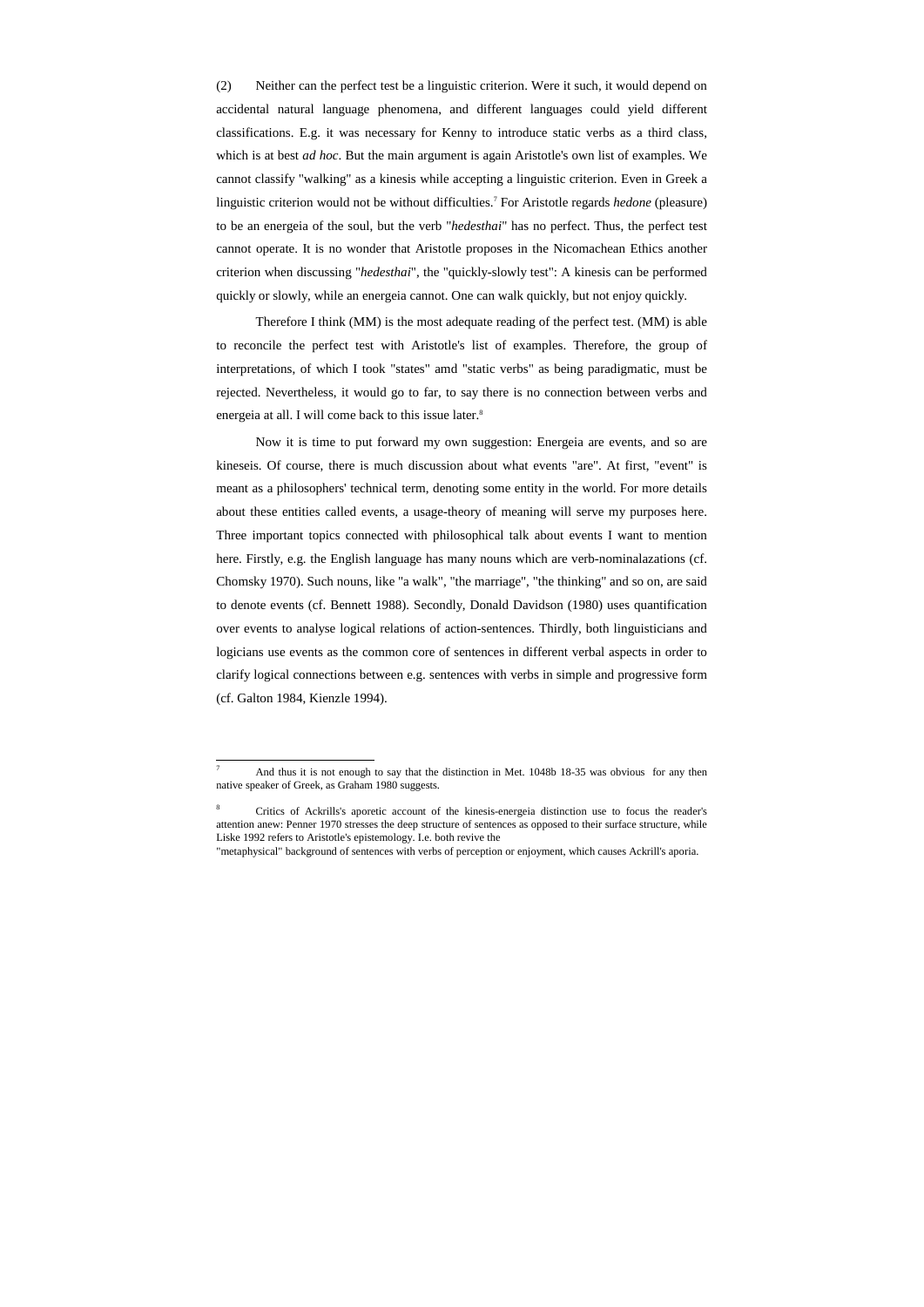(2) Neither can the perfect test be a linguistic criterion. Were it such, it would depend on accidental natural language phenomena, and different languages could yield different classifications. E.g. it was necessary for Kenny to introduce static verbs as a third class, which is at best *ad hoc*. But the main argument is again Aristotle's own list of examples. We cannot classify "walking" as a kinesis while accepting a linguistic criterion. Even in Greek a linguistic criterion would not be without difficulties.[7] For Aristotle regards *hedone* (pleasure) to be an energeia of the soul, but the verb "*hedesthai*" has no perfect. Thus, the perfect test cannot operate. It is no wonder that Aristotle proposes in the Nicomachean Ethics another criterion when discussing "*hedesthai*", the "quickly-slowly test": A kinesis can be performed quickly or slowly, while an energeia cannot. One can walk quickly, but not enjoy quickly.

Therefore I think (MM) is the most adequate reading of the perfect test. (MM) is able to reconcile the perfect test with Aristotle's list of examples. Therefore, the group of interpretations, of which I took "states" amd "static verbs" as being paradigmatic, must be rejected. Nevertheless, it would go to far, to say there is no connection between verbs and energeia at all. I will come back to this issue later.[8]

Now it is time to put forward my own suggestion: Energeia are events, and so are kineseis. Of course, there is much discussion about what events "are". At first, "event" is meant as a philosophers' technical term, denoting some entity in the world. For more details about these entities called events, a usage-theory of meaning will serve my purposes here. Three important topics connected with philosophical talk about events I want to mention here. Firstly, e.g. the English language has many nouns which are verb-nominalazations (cf. Chomsky 1970). Such nouns, like "a walk", "the marriage", "the thinking" and so on, are said to denote events (cf. Bennett 1988). Secondly, Donald Davidson (1980) uses quantification over events to analyse logical relations of action-sentences. Thirdly, both linguisticians and logicians use events as the common core of sentences in different verbal aspects in order to clarify logical connections between e.g. sentences with verbs in simple and progressive form (cf. Galton 1984, Kienzle 1994).

---

[7] And thus it is not enough to say that the distinction in Met. 1048b 18-35 was obvious for any then native speaker of Greek, as Graham 1980 suggests.

[8] Critics of Ackrills's aporetic account of the kinesis-energeia distinction use to focus the reader's attention anew: Penner 1970 stresses the deep structure of sentences as opposed to their surface structure, while Liske 1992 refers to Aristotle's epistemology. I.e. both revive the "metaphysical" background of sentences with verbs of perception or enjoyment, which causes Ackrill's aporia.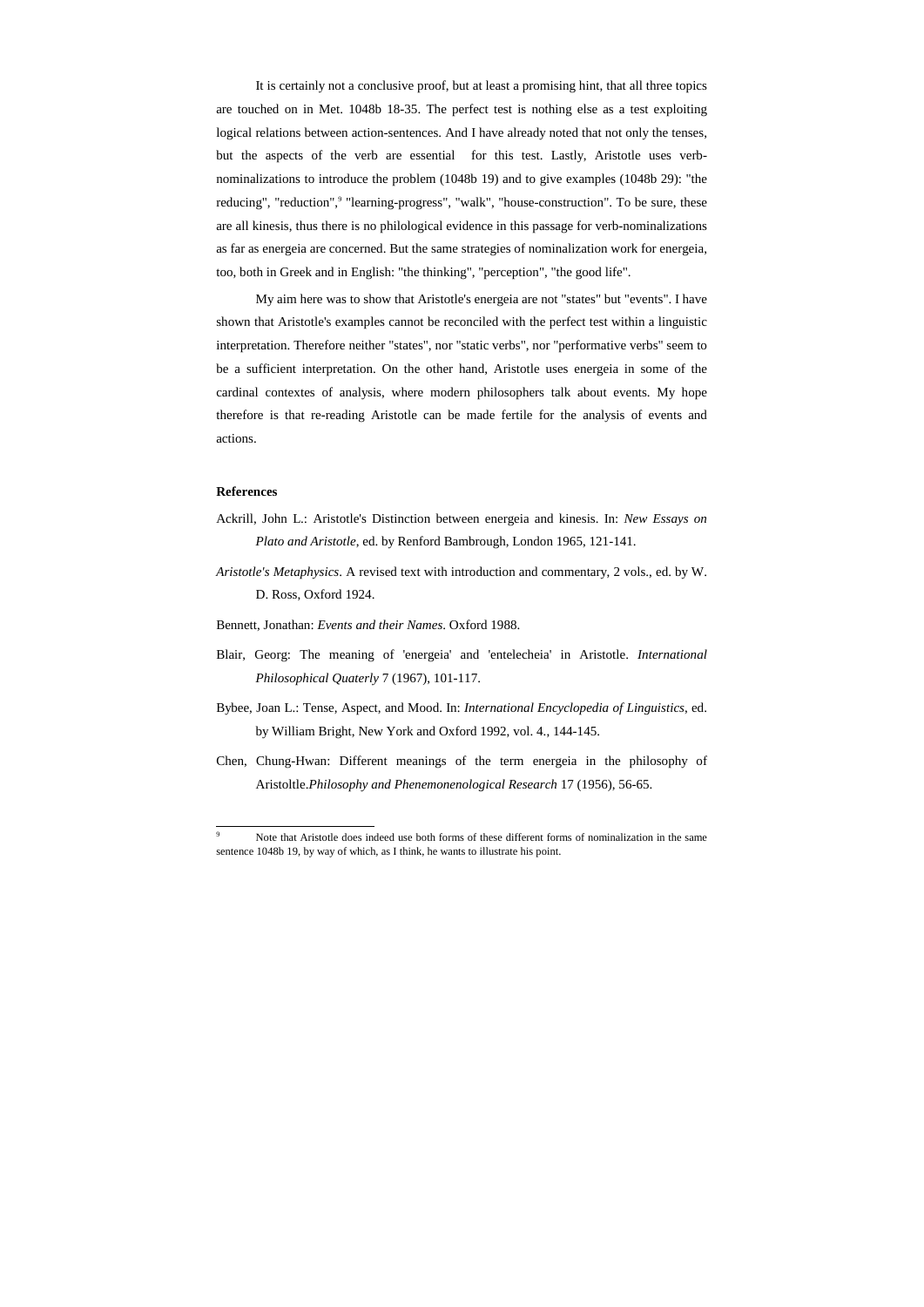It is certainly not a conclusive proof, but at least a promising hint, that all three topics are touched on in Met. 1048b 18-35. The perfect test is nothing else as a test exploiting logical relations between action-sentences. And I have already noted that not only the tenses, but the aspects of the verb are essential for this test. Lastly, Aristotle uses verb-nominalizations to introduce the problem (1048b 19) and to give examples (1048b 29): "the reducing", "reduction",[9] "learning-progress", "walk", "house-construction". To be sure, these are all kinesis, thus there is no philological evidence in this passage for verb-nominalizations as far as energeia are concerned. But the same strategies of nominalization work for energeia, too, both in Greek and in English: "the thinking", "perception", "the good life".

My aim here was to show that Aristotle's energeia are not "states" but "events". I have shown that Aristotle's examples cannot be reconciled with the perfect test within a linguistic interpretation. Therefore neither "states", nor "static verbs", nor "performative verbs" seem to be a sufficient interpretation. On the other hand, Aristotle uses energeia in some of the cardinal contextes of analysis, where modern philosophers talk about events. My hope therefore is that re-reading Aristotle can be made fertile for the analysis of events and actions.

**References**

Ackrill, John L.: Aristotle's Distinction between energeia and kinesis. In: *New Essays on Plato and Aristotle*, ed. by Renford Bambrough, London 1965, 121-141.

*Aristotle's Metaphysics*. A revised text with introduction and commentary, 2 vols., ed. by W. D. Ross, Oxford 1924.

Bennett, Jonathan: *Events and their Names*. Oxford 1988.

Blair, Georg: The meaning of 'energeia' and 'entelecheia' in Aristotle. *International Philosophical Quaterly* 7 (1967), 101-117.

Bybee, Joan L.: Tense, Aspect, and Mood. In: *International Encyclopedia of Linguistics*, ed. by William Bright, New York and Oxford 1992, vol. 4., 144-145.

Chen, Chung-Hwan: Different meanings of the term energeia in the philosophy of Aristoltle.*Philosophy and Phenemonenological Research* 17 (1956), 56-65.

---

[9] Note that Aristotle does indeed use both forms of these different forms of nominalization in the same sentence 1048b 19, by way of which, as I think, he wants to illustrate his point.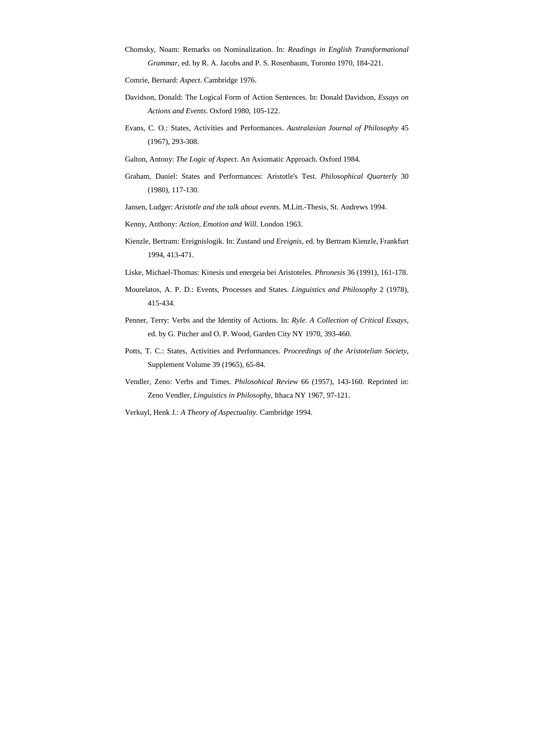Chomsky, Noam: Remarks on Nominalization. In: *Readings in English Transformational Grammar*, ed. by R. A. Jacobs and P. S. Rosenbaum, Toronto 1970, 184-221.

Comrie, Bernard: *Aspect*. Cambridge 1976.

Davidson, Donald: The Logical Form of Action Sentences. In: Donald Davidson, *Essays on Actions and Events*. Oxford 1980, 105-122.

Evans, C. O.: States, Activities and Performances. *Australasian Journal of Philosophy* 45 (1967), 293-308.

Galton, Antony: *The Logic of Aspect*. An Axiomatic Approach. Oxford 1984.

Graham, Daniel: States and Performances: Aristotle's Test. *Philosophical Quarterly* 30 (1980), 117-130.

Jansen, Ludger: *Aristotle and the talk about events*. M.Litt.-Thesis, St. Andrews 1994.

Kenny, Anthony: *Action, Emotion and Will*. London 1963.

Kienzle, Bertram: Ereignislogik. In: Zustand *und Ereignis*, ed. by Bertram Kienzle, Frankfurt 1994, 413-471.

Liske, Michael-Thomas: Kinesis und energeia bei Aristoteles. *Phronesis* 36 (1991), 161-178.

Mourelatos, A. P. D.: Events, Processes and States. *Linguistics and Philosophy* 2 (1978), 415-434.

Penner, Terry: Verbs and the Identity of Actions. In: *Ryle. A Collection of Critical Essays*, ed. by G. Pitcher and O. P. Wood, Garden City NY 1970, 393-460.

Potts, T. C.: States, Activities and Performances. *Proceedings of the Aristotelian Society*, Supplement Volume 39 (1965), 65-84.

Vendler, Zeno: Verbs and Times. *Philosohical Review* 66 (1957), 143-160. Reprinted in: Zeno Vendler, *Linguistics in Philosophy*, Ithaca NY 1967, 97-121.

Verkuyl, Henk J.: *A Theory of Aspectuality*. Cambridge 1994.